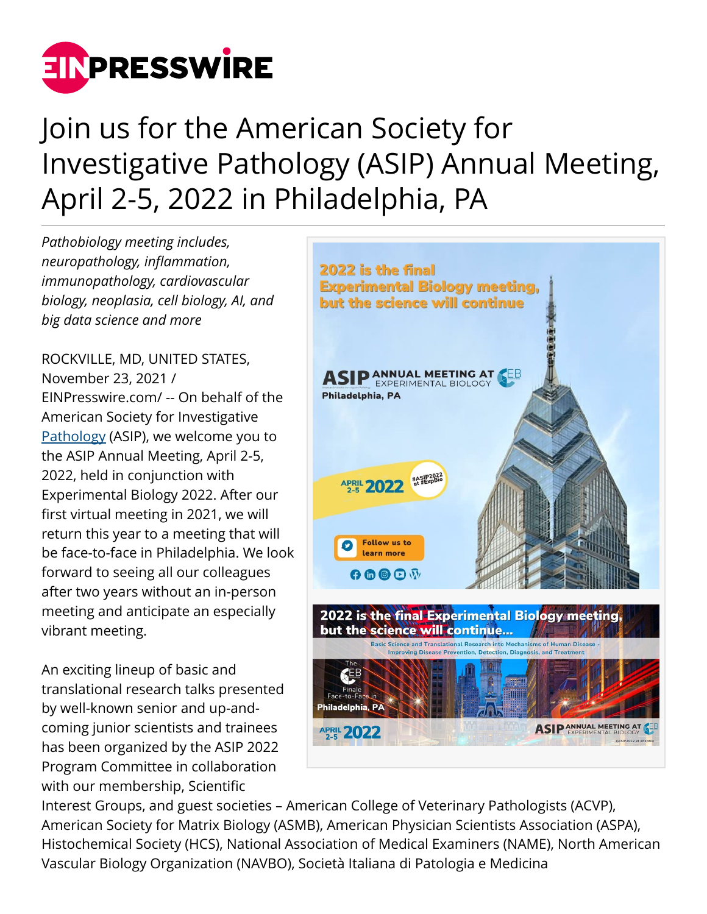# Join us for the American Society for Investigative Pathology (ASIP) Annual Meeting, April 2-5, 2022 in Philadelphia, PA

*Pathobiology meeting includes, neuropathology, inflammation, immunopathology, cardiovascular biology, neoplasia, cell biology, AI, and big data science and more*

ROCKVILLE, MD, UNITED STATES, November 23, 2021 / EINPresswire.com/ -- On behalf of the American Society for Investigative Pathology (ASIP), we welcome you to the ASIP Annual Meeting, April 2-5, 2022, held in conjunction with Experimental Biology 2022. After our first virtual meeting in 2021, we will return this year to a meeting that will be face-to-face in Philadelphia. We look forward to seeing all our colleagues after two years without an in-person meeting and anticipate an especially vibrant meeting.

An exciting lineup of basic and translational research talks presented by well-known senior and up-and-coming junior scientists and trainees has been organized by the ASIP 2022 Program Committee in collaboration with our membership, Scientific Interest Groups, and guest societies – American College of Veterinary Pathologists (ACVP), American Society for Matrix Biology (ASMB), American Physician Scientists Association (ASPA), Histochemical Society (HCS), National Association of Medical Examiners (NAME), North American Vascular Biology Organization (NAVBO), Società Italiana di Patologia e Medicina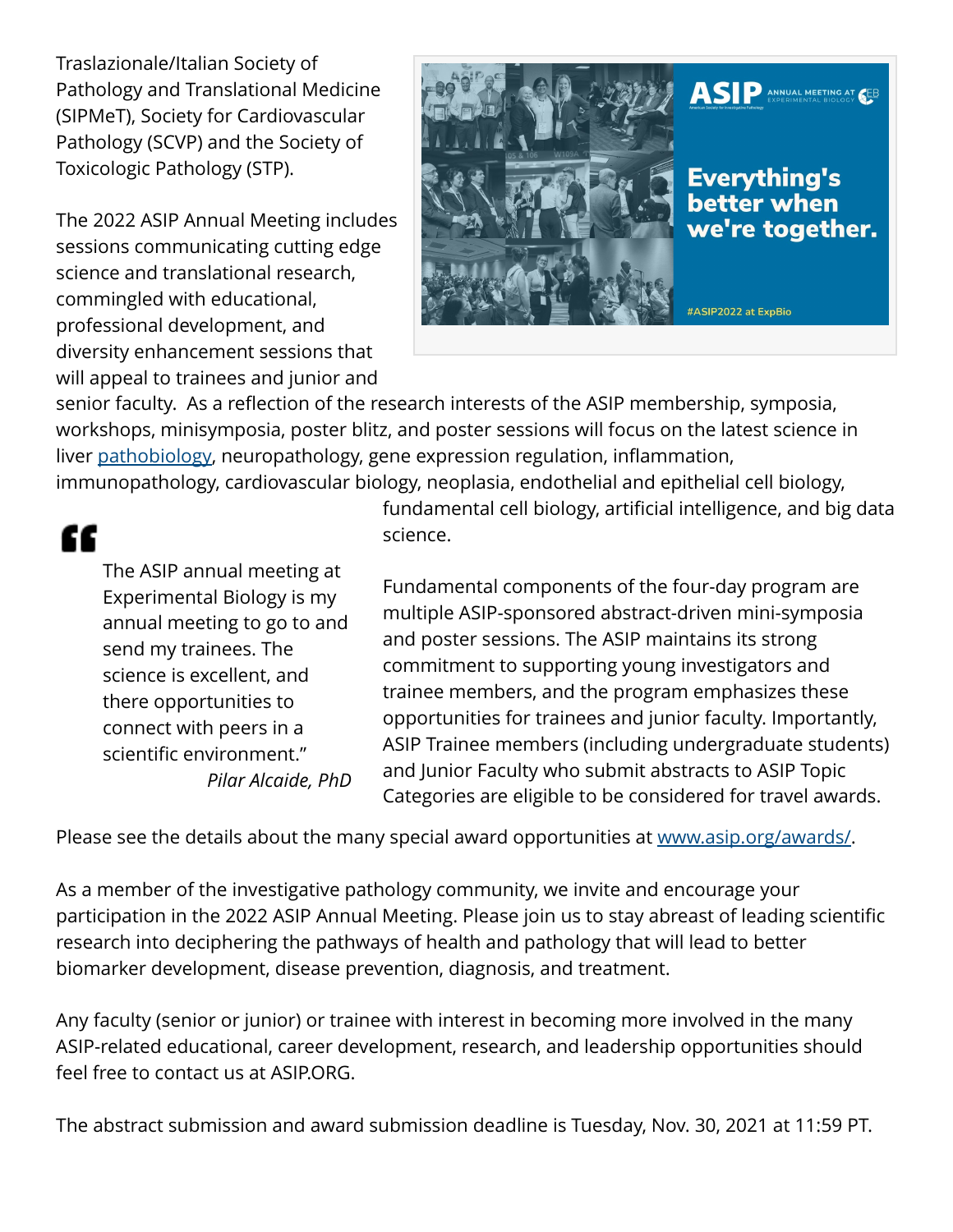Traslazionale/Italian Society of Pathology and Translational Medicine (SIPMeT), Society for Cardiovascular Pathology (SCVP) and the Society of Toxicologic Pathology (STP).

The 2022 ASIP Annual Meeting includes sessions communicating cutting edge science and translational research, commingled with educational, professional development, and diversity enhancement sessions that will appeal to trainees and junior and senior faculty. As a reflection of the research interests of the ASIP membership, symposia, workshops, minisymposia, poster blitz, and poster sessions will focus on the latest science in liver pathobiology, neuropathology, gene expression regulation, inflammation, immunopathology, cardiovascular biology, neoplasia, endothelial and epithelial cell biology, fundamental cell biology, artificial intelligence, and big data science.

> The ASIP annual meeting at Experimental Biology is my annual meeting to go to and send my trainees. The science is excellent, and there opportunities to connect with peers in a scientific environment."
>
> *Pilar Alcaide, PhD*

Fundamental components of the four-day program are multiple ASIP-sponsored abstract-driven mini-symposia and poster sessions. The ASIP maintains its strong commitment to supporting young investigators and trainee members, and the program emphasizes these opportunities for trainees and junior faculty. Importantly, ASIP Trainee members (including undergraduate students) and Junior Faculty who submit abstracts to ASIP Topic Categories are eligible to be considered for travel awards.

Please see the details about the many special award opportunities at www.asip.org/awards/.

As a member of the investigative pathology community, we invite and encourage your participation in the 2022 ASIP Annual Meeting. Please join us to stay abreast of leading scientific research into deciphering the pathways of health and pathology that will lead to better biomarker development, disease prevention, diagnosis, and treatment.

Any faculty (senior or junior) or trainee with interest in becoming more involved in the many ASIP-related educational, career development, research, and leadership opportunities should feel free to contact us at ASIP.ORG.

The abstract submission and award submission deadline is Tuesday, Nov. 30, 2021 at 11:59 PT.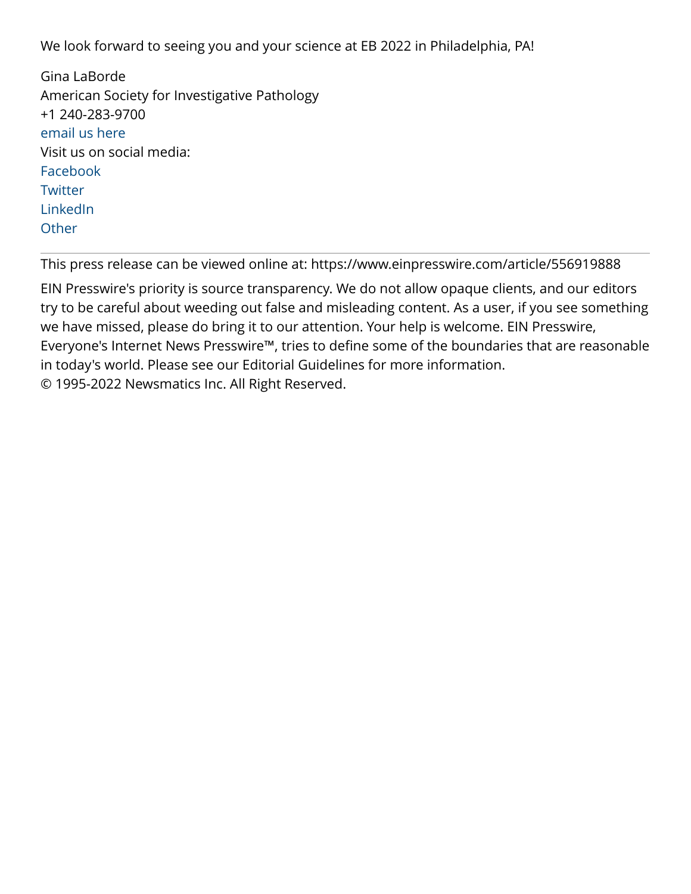We look forward to seeing you and your science at EB 2022 in Philadelphia, PA!

Gina LaBorde
American Society for Investigative Pathology
+1 240-283-9700
email us here
Visit us on social media:
Facebook
Twitter
LinkedIn
Other

---

This press release can be viewed online at: https://www.einpresswire.com/article/556919888

EIN Presswire's priority is source transparency. We do not allow opaque clients, and our editors try to be careful about weeding out false and misleading content. As a user, if you see something we have missed, please do bring it to our attention. Your help is welcome. EIN Presswire, Everyone's Internet News Presswire™, tries to define some of the boundaries that are reasonable in today's world. Please see our Editorial Guidelines for more information.
© 1995-2022 Newsmatics Inc. All Right Reserved.